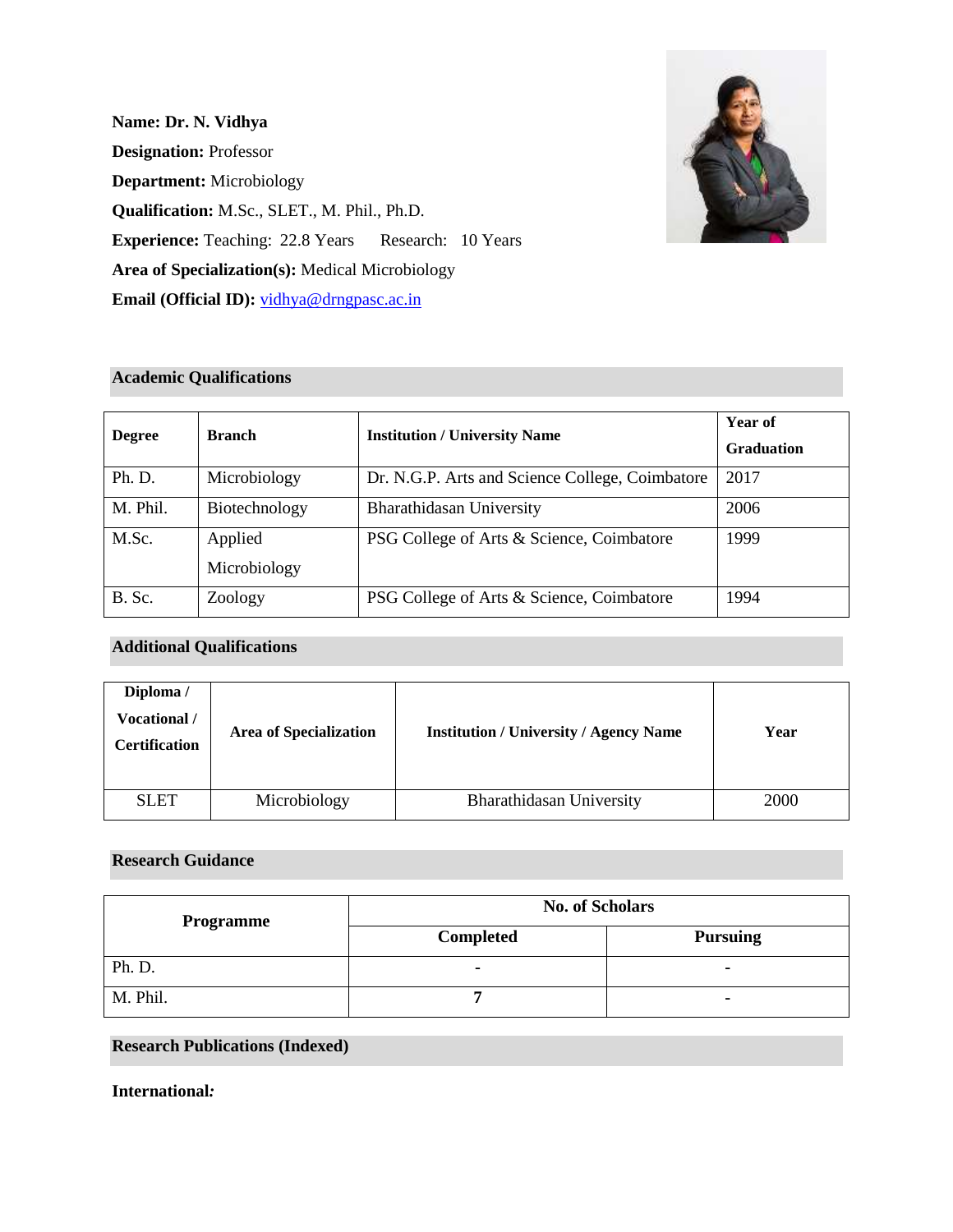**Name: Dr. N. Vidhya**

**Designation:** Professor

**Department:** Microbiology

**Qualification:** M.Sc., SLET., M. Phil., Ph.D.

**Experience:** Teaching: 22.8 Years Research: 10 Years

**Area of Specialization(s):** Medical Microbiology

**Email (Official ID):** vidhya@drngpasc.ac.in

## Academic Qualifications

| Degree | Branch | Institution / University Name | Year of Graduation |
|---|---|---|---|
| Ph. D. | Microbiology | Dr. N.G.P. Arts and Science College, Coimbatore | 2017 |
| M. Phil. | Biotechnology | Bharathidasan University | 2006 |
| M.Sc. | Applied Microbiology | PSG College of Arts & Science, Coimbatore | 1999 |
| B. Sc. | Zoology | PSG College of Arts & Science, Coimbatore | 1994 |

## Additional Qualifications

| Diploma / Vocational / Certification | Area of Specialization | Institution / University / Agency Name | Year |
|---|---|---|---|
| SLET | Microbiology | Bharathidasan University | 2000 |

## Research Guidance

| Programme | No. of Scholars | |
|---|---|---|
| | Completed | Pursuing |
| Ph. D. | - | - |
| M. Phil. | 7 | - |

## Research Publications (Indexed)

**International:**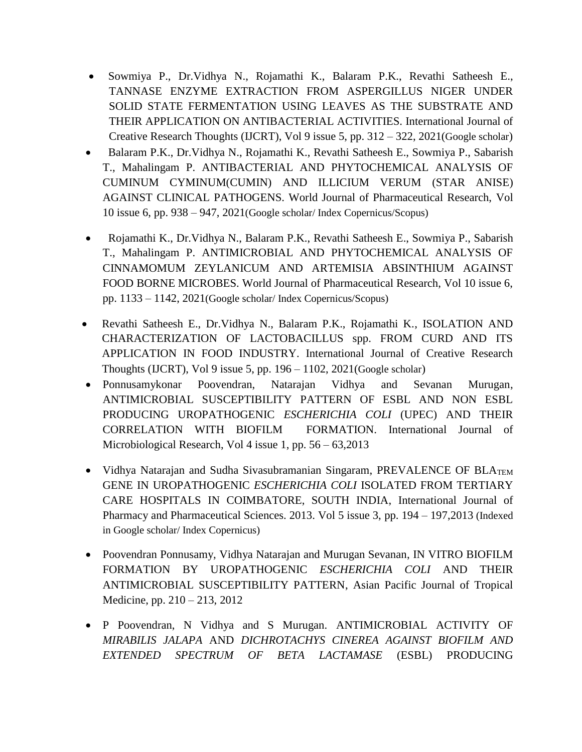- Sowmiya P., Dr.Vidhya N., Rojamathi K., Balaram P.K., Revathi Satheesh E., TANNASE ENZYME EXTRACTION FROM ASPERGILLUS NIGER UNDER SOLID STATE FERMENTATION USING LEAVES AS THE SUBSTRATE AND THEIR APPLICATION ON ANTIBACTERIAL ACTIVITIES. International Journal of Creative Research Thoughts (IJCRT), Vol 9 issue 5, pp. 312 – 322, 2021(Google scholar)
- Balaram P.K., Dr.Vidhya N., Rojamathi K., Revathi Satheesh E., Sowmiya P., Sabarish T., Mahalingam P. ANTIBACTERIAL AND PHYTOCHEMICAL ANALYSIS OF CUMINUM CYMINUM(CUMIN) AND ILLICIUM VERUM (STAR ANISE) AGAINST CLINICAL PATHOGENS. World Journal of Pharmaceutical Research, Vol 10 issue 6, pp. 938 – 947, 2021(Google scholar/ Index Copernicus/Scopus)
- Rojamathi K., Dr.Vidhya N., Balaram P.K., Revathi Satheesh E., Sowmiya P., Sabarish T., Mahalingam P. ANTIMICROBIAL AND PHYTOCHEMICAL ANALYSIS OF CINNAMOMUM ZEYLANICUM AND ARTEMISIA ABSINTHIUM AGAINST FOOD BORNE MICROBES. World Journal of Pharmaceutical Research, Vol 10 issue 6, pp. 1133 – 1142, 2021(Google scholar/ Index Copernicus/Scopus)
- Revathi Satheesh E., Dr.Vidhya N., Balaram P.K., Rojamathi K., ISOLATION AND CHARACTERIZATION OF LACTOBACILLUS spp. FROM CURD AND ITS APPLICATION IN FOOD INDUSTRY. International Journal of Creative Research Thoughts (IJCRT), Vol 9 issue 5, pp. 196 – 1102, 2021(Google scholar)
- Ponnusamykonar Poovendran, Natarajan Vidhya and Sevanan Murugan, ANTIMICROBIAL SUSCEPTIBILITY PATTERN OF ESBL AND NON ESBL PRODUCING UROPATHOGENIC *ESCHERICHIA COLI* (UPEC) AND THEIR CORRELATION WITH BIOFILM FORMATION. International Journal of Microbiological Research, Vol 4 issue 1, pp. 56 – 63,2013
- Vidhya Natarajan and Sudha Sivasubramanian Singaram, PREVALENCE OF BLA$_{TEM}$ GENE IN UROPATHOGENIC *ESCHERICHIA COLI* ISOLATED FROM TERTIARY CARE HOSPITALS IN COIMBATORE, SOUTH INDIA, International Journal of Pharmacy and Pharmaceutical Sciences. 2013. Vol 5 issue 3, pp. 194 – 197,2013 (Indexed in Google scholar/ Index Copernicus)
- Poovendran Ponnusamy, Vidhya Natarajan and Murugan Sevanan, IN VITRO BIOFILM FORMATION BY UROPATHOGENIC *ESCHERICHIA COLI* AND THEIR ANTIMICROBIAL SUSCEPTIBILITY PATTERN, Asian Pacific Journal of Tropical Medicine, pp. 210 – 213, 2012
- P Poovendran, N Vidhya and S Murugan. ANTIMICROBIAL ACTIVITY OF *MIRABILIS JALAPA* AND *DICHROTACHYS CINEREA AGAINST BIOFILM AND EXTENDED SPECTRUM OF BETA LACTAMASE* (ESBL) PRODUCING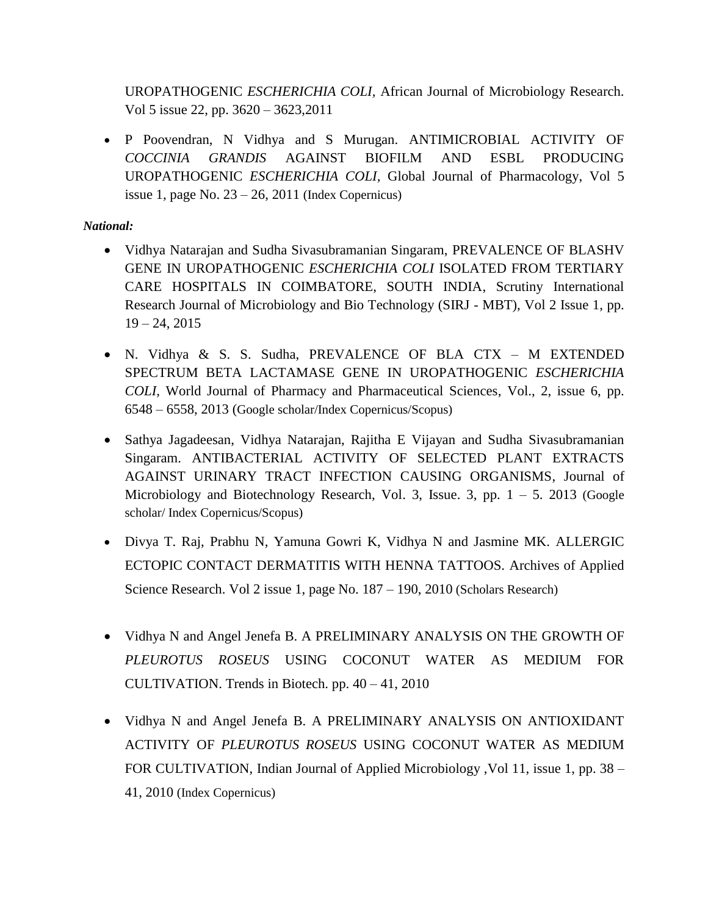UROPATHOGENIC *ESCHERICHIA COLI*, African Journal of Microbiology Research. Vol 5 issue 22, pp. 3620 – 3623,2011

- P Poovendran, N Vidhya and S Murugan. ANTIMICROBIAL ACTIVITY OF *COCCINIA GRANDIS* AGAINST BIOFILM AND ESBL PRODUCING UROPATHOGENIC *ESCHERICHIA COLI*, Global Journal of Pharmacology, Vol 5 issue 1, page No. 23 – 26, 2011 (Index Copernicus)

***National:***

- Vidhya Natarajan and Sudha Sivasubramanian Singaram, PREVALENCE OF BLASHV GENE IN UROPATHOGENIC *ESCHERICHIA COLI* ISOLATED FROM TERTIARY CARE HOSPITALS IN COIMBATORE, SOUTH INDIA, Scrutiny International Research Journal of Microbiology and Bio Technology (SIRJ - MBT), Vol 2 Issue 1, pp. 19 – 24, 2015

- N. Vidhya & S. S. Sudha, PREVALENCE OF BLA CTX – M EXTENDED SPECTRUM BETA LACTAMASE GENE IN UROPATHOGENIC *ESCHERICHIA COLI,* World Journal of Pharmacy and Pharmaceutical Sciences, Vol., 2, issue 6, pp. 6548 – 6558, 2013 (Google scholar/Index Copernicus/Scopus)

- Sathya Jagadeesan, Vidhya Natarajan, Rajitha E Vijayan and Sudha Sivasubramanian Singaram. ANTIBACTERIAL ACTIVITY OF SELECTED PLANT EXTRACTS AGAINST URINARY TRACT INFECTION CAUSING ORGANISMS, Journal of Microbiology and Biotechnology Research, Vol. 3, Issue. 3, pp. 1 – 5. 2013 (Google scholar/ Index Copernicus/Scopus)

- Divya T. Raj, Prabhu N, Yamuna Gowri K, Vidhya N and Jasmine MK. ALLERGIC ECTOPIC CONTACT DERMATITIS WITH HENNA TATTOOS. Archives of Applied Science Research. Vol 2 issue 1, page No. 187 – 190, 2010 (Scholars Research)

- Vidhya N and Angel Jenefa B. A PRELIMINARY ANALYSIS ON THE GROWTH OF *PLEUROTUS ROSEUS* USING COCONUT WATER AS MEDIUM FOR CULTIVATION. Trends in Biotech. pp. 40 – 41, 2010

- Vidhya N and Angel Jenefa B. A PRELIMINARY ANALYSIS ON ANTIOXIDANT ACTIVITY OF *PLEUROTUS ROSEUS* USING COCONUT WATER AS MEDIUM FOR CULTIVATION, Indian Journal of Applied Microbiology ,Vol 11, issue 1, pp. 38 – 41, 2010 (Index Copernicus)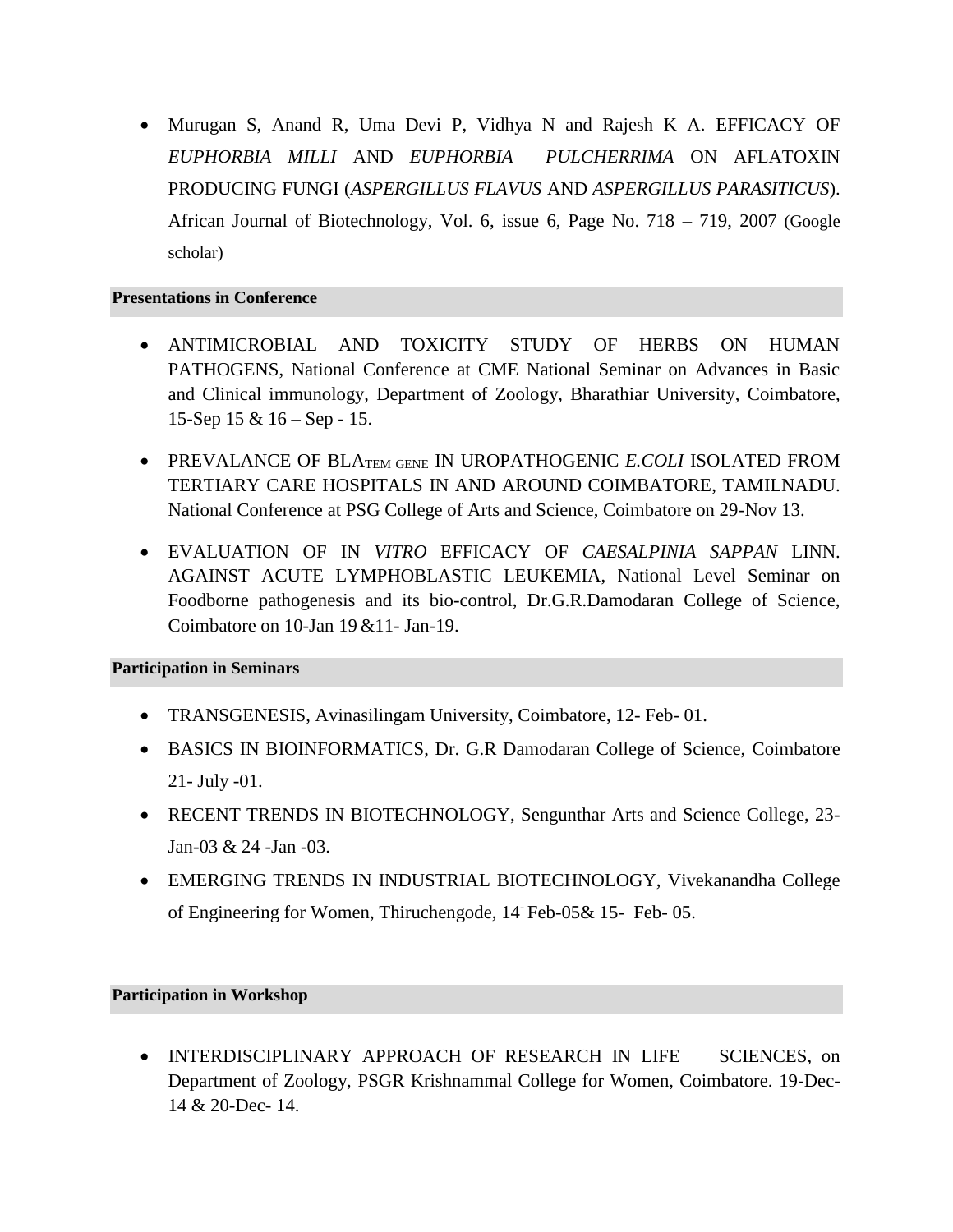- Murugan S, Anand R, Uma Devi P, Vidhya N and Rajesh K A. EFFICACY OF *EUPHORBIA MILLI* AND *EUPHORBIA PULCHERRIMA* ON AFLATOXIN PRODUCING FUNGI (*ASPERGILLUS FLAVUS* AND *ASPERGILLUS PARASITICUS*). African Journal of Biotechnology, Vol. 6, issue 6, Page No. 718 – 719, 2007 (Google scholar)

**Presentations in Conference**

- ANTIMICROBIAL AND TOXICITY STUDY OF HERBS ON HUMAN PATHOGENS, National Conference at CME National Seminar on Advances in Basic and Clinical immunology, Department of Zoology, Bharathiar University, Coimbatore, 15-Sep 15 & 16 – Sep - 15.
- PREVALANCE OF $BLA_{TEM\ GENE}$ IN UROPATHOGENIC *E.COLI* ISOLATED FROM TERTIARY CARE HOSPITALS IN AND AROUND COIMBATORE, TAMILNADU. National Conference at PSG College of Arts and Science, Coimbatore on 29-Nov 13.
- EVALUATION OF IN *VITRO* EFFICACY OF *CAESALPINIA SAPPAN* LINN. AGAINST ACUTE LYMPHOBLASTIC LEUKEMIA, National Level Seminar on Foodborne pathogenesis and its bio-control, Dr.G.R.Damodaran College of Science, Coimbatore on 10-Jan 19 &11- Jan-19.

**Participation in Seminars**

- TRANSGENESIS, Avinasilingam University, Coimbatore, 12- Feb- 01.
- BASICS IN BIOINFORMATICS, Dr. G.R Damodaran College of Science, Coimbatore 21- July -01.
- RECENT TRENDS IN BIOTECHNOLOGY, Sengunthar Arts and Science College, 23-Jan-03 & 24 -Jan -03.
- EMERGING TRENDS IN INDUSTRIAL BIOTECHNOLOGY, Vivekanandha College of Engineering for Women, Thiruchengode, 14- Feb-05& 15- Feb- 05.

**Participation in Workshop**

- INTERDISCIPLINARY APPROACH OF RESEARCH IN LIFE SCIENCES, on Department of Zoology, PSGR Krishnammal College for Women, Coimbatore. 19-Dec-14 & 20-Dec- 14.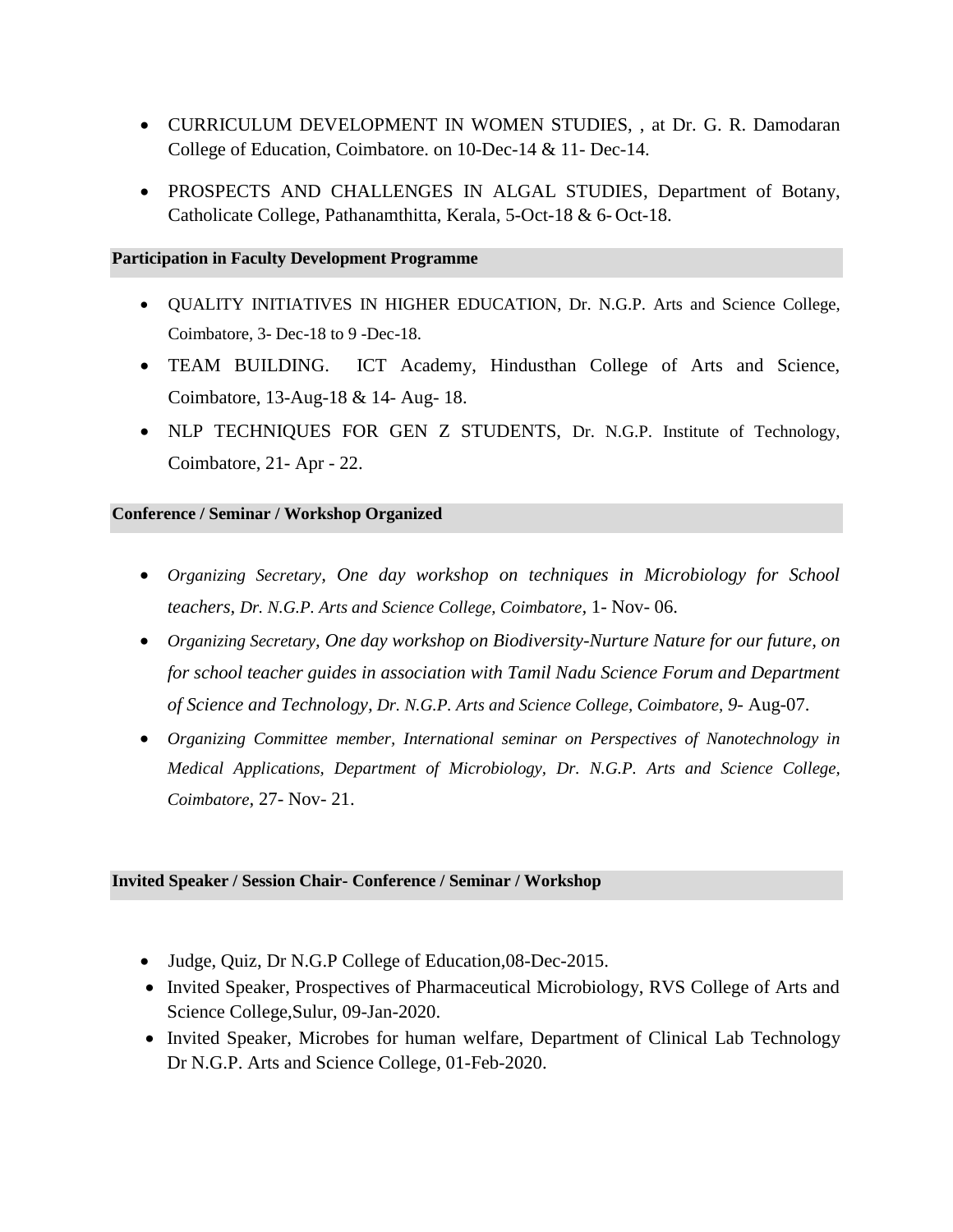- CURRICULUM DEVELOPMENT IN WOMEN STUDIES, , at Dr. G. R. Damodaran College of Education, Coimbatore. on 10-Dec-14 & 11- Dec-14.
- PROSPECTS AND CHALLENGES IN ALGAL STUDIES, Department of Botany, Catholicate College, Pathanamthitta, Kerala, 5-Oct-18 & 6- Oct-18.

**Participation in Faculty Development Programme**

- QUALITY INITIATIVES IN HIGHER EDUCATION, Dr. N.G.P. Arts and Science College, Coimbatore, 3- Dec-18 to 9 -Dec-18.
- TEAM BUILDING. ICT Academy, Hindusthan College of Arts and Science, Coimbatore, 13-Aug-18 & 14- Aug- 18.
- NLP TECHNIQUES FOR GEN Z STUDENTS, Dr. N.G.P. Institute of Technology, Coimbatore, 21- Apr - 22.

**Conference / Seminar / Workshop Organized**

- *Organizing Secretary, One day workshop on techniques in Microbiology for School teachers, Dr. N.G.P. Arts and Science College, Coimbatore,* 1- Nov- 06.
- *Organizing Secretary, One day workshop on Biodiversity-Nurture Nature for our future, on for school teacher guides in association with Tamil Nadu Science Forum and Department of Science and Technology, Dr. N.G.P. Arts and Science College, Coimbatore, 9*- Aug-07.
- *Organizing Committee member, International seminar on Perspectives of Nanotechnology in Medical Applications, Department of Microbiology, Dr. N.G.P. Arts and Science College, Coimbatore,* 27- Nov- 21.

**Invited Speaker / Session Chair- Conference / Seminar / Workshop**

- Judge, Quiz, Dr N.G.P College of Education,08-Dec-2015.
- Invited Speaker, Prospectives of Pharmaceutical Microbiology, RVS College of Arts and Science College,Sulur, 09-Jan-2020.
- Invited Speaker, Microbes for human welfare, Department of Clinical Lab Technology Dr N.G.P. Arts and Science College, 01-Feb-2020.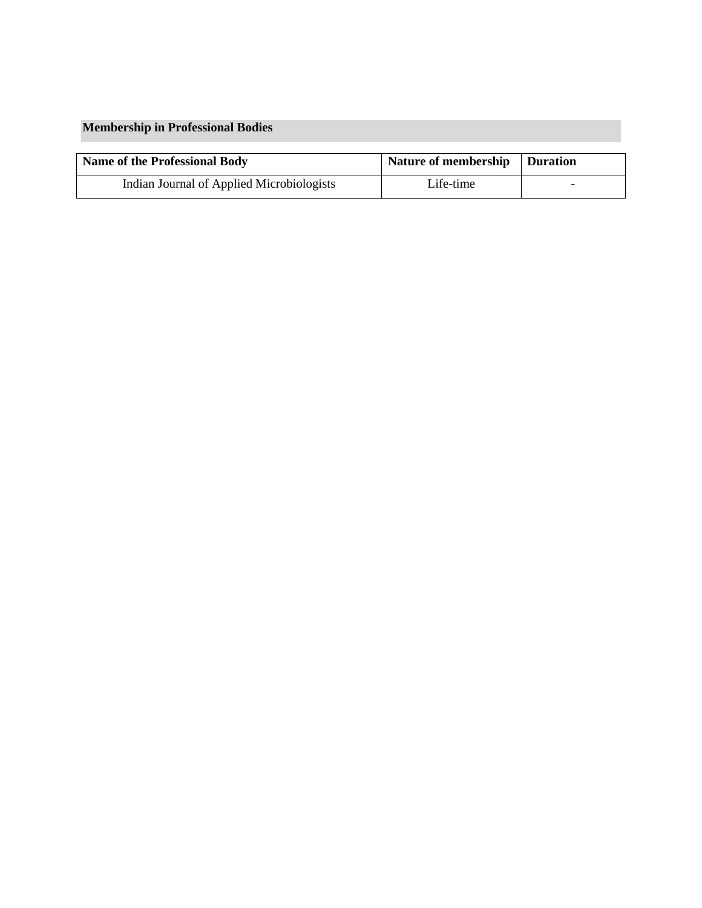## Membership in Professional Bodies

| Name of the Professional Body | Nature of membership | Duration |
|---|---|---|
| Indian Journal of Applied Microbiologists | Life-time | - |